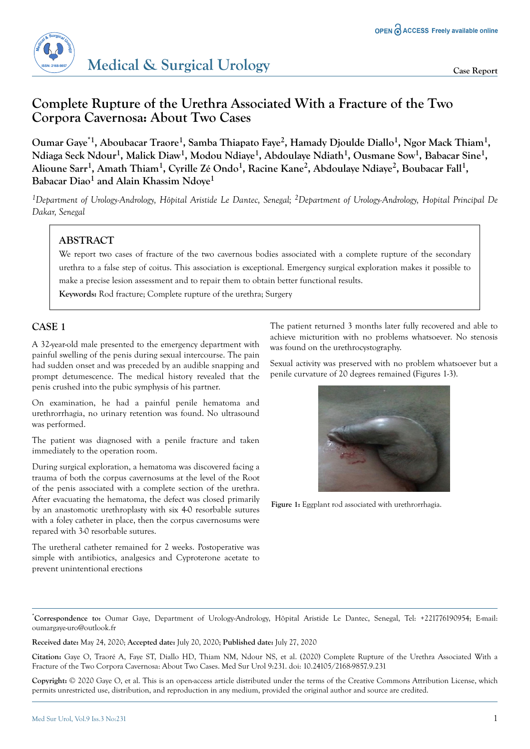# Complete Rupture of the Urethra Associated With a Fracture of the Two Corpora Cavernosa: About Two Cases

**Oumar Gaye*[1], Aboubacar Traore[1], Samba Thiapato Faye[2], Hamady Djoulde Diallo[1], Ngor Mack Thiam[1], Ndiaga Seck Ndour[1], Malick Diaw[1], Modou Ndiaye[1], Abdoulaye Ndiath[1], Ousmane Sow[1], Babacar Sine[1], Alioune Sarr[1], Amath Thiam[1], Cyrille Zé Ondo[1], Racine Kane[2], Abdoulaye Ndiaye[2], Boubacar Fall[1], Babacar Diao[1] and Alain Khassim Ndoye[1]**

*[1]Department of Urology-Andrology, Hôpital Aristide Le Dantec, Senegal; [2]Department of Urology-Andrology, Hopital Principal De Dakar, Senegal*

## ABSTRACT

We report two cases of fracture of the two cavernous bodies associated with a complete rupture of the secondary urethra to a false step of coitus. This association is exceptional. Emergency surgical exploration makes it possible to make a precise lesion assessment and to repair them to obtain better functional results.

**Keywords:** Rod fracture; Complete rupture of the urethra; Surgery

## CASE 1

A 32-year-old male presented to the emergency department with painful swelling of the penis during sexual intercourse. The pain had sudden onset and was preceded by an audible snapping and prompt detumescence. The medical history revealed that the penis crushed into the pubic symphysis of his partner.

On examination, he had a painful penile hematoma and urethrorrhagia, no urinary retention was found. No ultrasound was performed.

The patient was diagnosed with a penile fracture and taken immediately to the operation room.

During surgical exploration, a hematoma was discovered facing a trauma of both the corpus cavernosums at the level of the Root of the penis associated with a complete section of the urethra. After evacuating the hematoma, the defect was closed primarily by an anastomotic urethroplasty with six 4-0 resorbable sutures with a foley catheter in place, then the corpus cavernosums were repared with 3-0 resorbable sutures.

The uretheral catheter remained for 2 weeks. Postoperative was simple with antibiotics, analgesics and Cyproterone acetate to prevent unintentional erections

The patient returned 3 months later fully recovered and able to achieve micturition with no problems whatsoever. No stenosis was found on the urethrocystography.

Sexual activity was preserved with no problem whatsoever but a penile curvature of 20 degrees remained (Figures 1-3).

**Figure 1:** Eggplant rod associated with urethrorrhagia.

*Correspondence to: Oumar Gaye, Department of Urology-Andrology, Hôpital Aristide Le Dantec, Senegal, Tel: +221776190954; E-mail: oumargaye-uro@outlook.fr

**Received date:** May 24, 2020; **Accepted date:** July 20, 2020; **Published date:** July 27, 2020

**Citation:** Gaye O, Traoré A, Faye ST, Diallo HD, Thiam NM, Ndour NS, et al. (2020) Complete Rupture of the Urethra Associated With a Fracture of the Two Corpora Cavernosa: About Two Cases. Med Sur Urol 9:231. doi: 10.24105/2168-9857.9.231

**Copyright:** © 2020 Gaye O, et al. This is an open-access article distributed under the terms of the Creative Commons Attribution License, which permits unrestricted use, distribution, and reproduction in any medium, provided the original author and source are credited.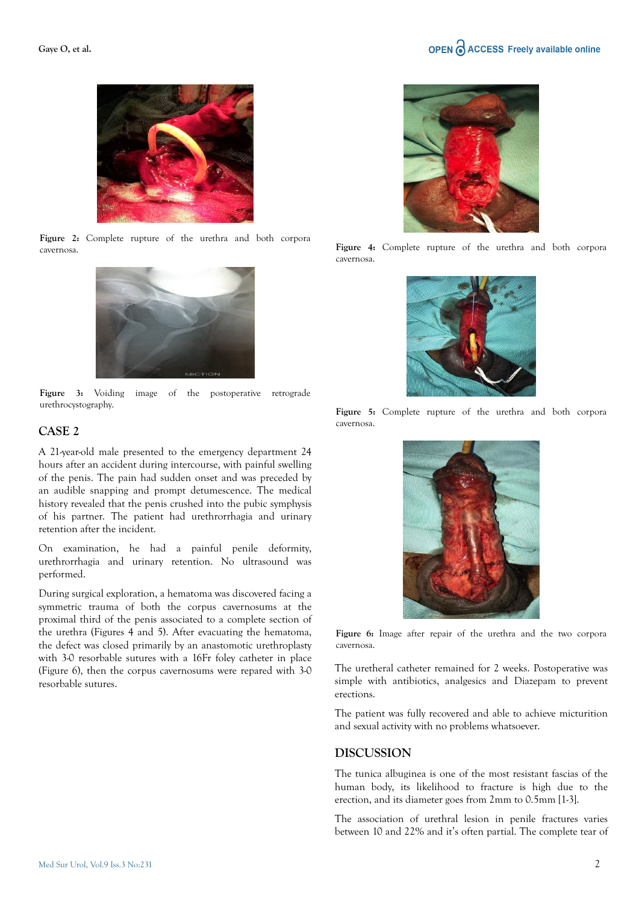Figure 2: Complete rupture of the urethra and both corpora cavernosa.

Figure 3: Voiding image of the postoperative retrograde urethrocystography.

## CASE 2

A 21-year-old male presented to the emergency department 24 hours after an accident during intercourse, with painful swelling of the penis. The pain had sudden onset and was preceded by an audible snapping and prompt detumescence. The medical history revealed that the penis crushed into the pubic symphysis of his partner. The patient had urethrorrhagia and urinary retention after the incident.

On examination, he had a painful penile deformity, urethrorrhagia and urinary retention. No ultrasound was performed.

During surgical exploration, a hematoma was discovered facing a symmetric trauma of both the corpus cavernosums at the proximal third of the penis associated to a complete section of the urethra (Figures 4 and 5). After evacuating the hematoma, the defect was closed primarily by an anastomotic urethroplasty with 3-0 resorbable sutures with a 16Fr foley catheter in place (Figure 6), then the corpus cavernosums were repared with 3-0 resorbable sutures.

Figure 4: Complete rupture of the urethra and both corpora cavernosa.

Figure 5: Complete rupture of the urethra and both corpora cavernosa.

Figure 6: Image after repair of the urethra and the two corpora cavernosa.

The uretheral catheter remained for 2 weeks. Postoperative was simple with antibiotics, analgesics and Diazepam to prevent erections.

The patient was fully recovered and able to achieve micturition and sexual activity with no problems whatsoever.

## DISCUSSION

The tunica albuginea is one of the most resistant fascias of the human body, its likelihood to fracture is high due to the erection, and its diameter goes from 2mm to 0.5mm [1-3].

The association of urethral lesion in penile fractures varies between 10 and 22% and it's often partial. The complete tear of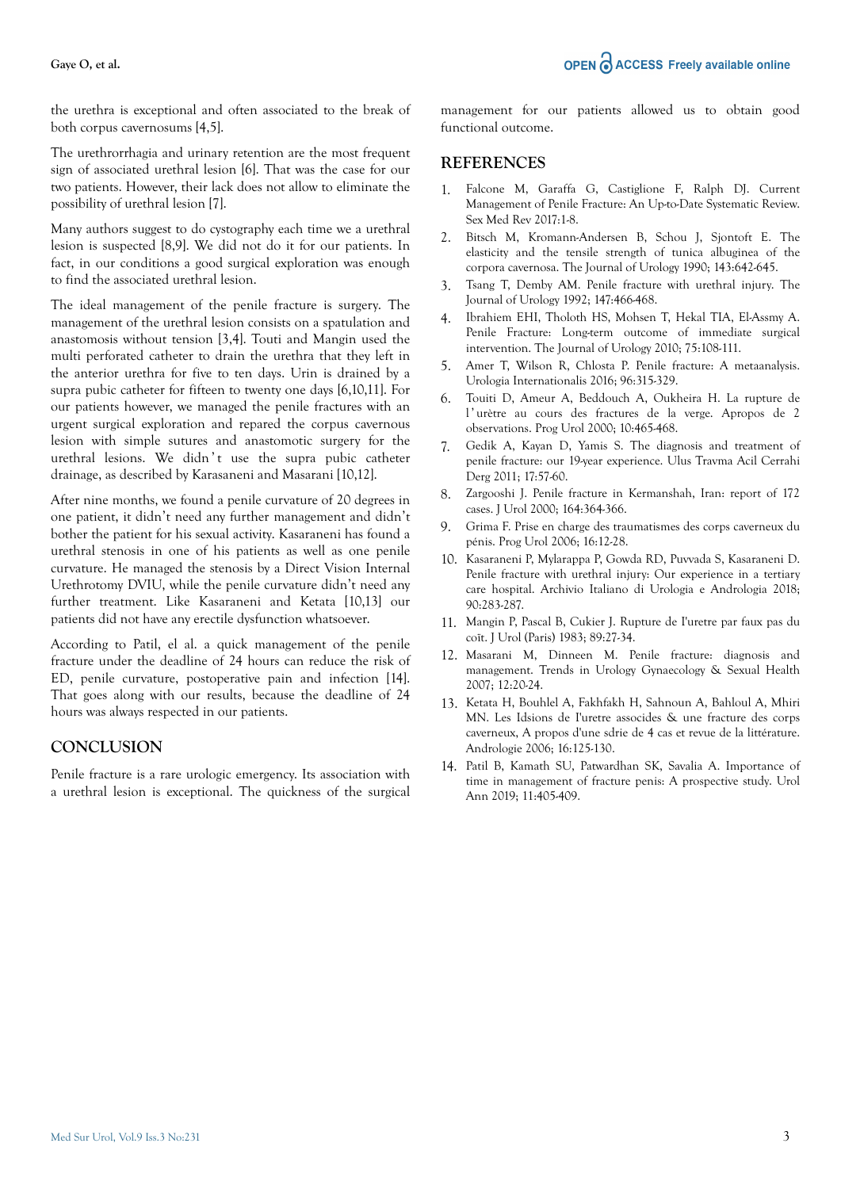the urethra is exceptional and often associated to the break of both corpus cavernosums [4,5].

The urethrorrhagia and urinary retention are the most frequent sign of associated urethral lesion [6]. That was the case for our two patients. However, their lack does not allow to eliminate the possibility of urethral lesion [7].

Many authors suggest to do cystography each time we a urethral lesion is suspected [8,9]. We did not do it for our patients. In fact, in our conditions a good surgical exploration was enough to find the associated urethral lesion.

The ideal management of the penile fracture is surgery. The management of the urethral lesion consists on a spatulation and anastomosis without tension [3,4]. Touti and Mangin used the multi perforated catheter to drain the urethra that they left in the anterior urethra for five to ten days. Urin is drained by a supra pubic catheter for fifteen to twenty one days [6,10,11]. For our patients however, we managed the penile fractures with an urgent surgical exploration and repared the corpus cavernous lesion with simple sutures and anastomotic surgery for the urethral lesions. We didn't use the supra pubic catheter drainage, as described by Karasaneni and Masarani [10,12].

After nine months, we found a penile curvature of 20 degrees in one patient, it didn't need any further management and didn't bother the patient for his sexual activity. Kasaraneni has found a urethral stenosis in one of his patients as well as one penile curvature. He managed the stenosis by a Direct Vision Internal Urethrotomy DVIU, while the penile curvature didn't need any further treatment. Like Kasaraneni and Ketata [10,13] our patients did not have any erectile dysfunction whatsoever.

According to Patil, el al. a quick management of the penile fracture under the deadline of 24 hours can reduce the risk of ED, penile curvature, postoperative pain and infection [14]. That goes along with our results, because the deadline of 24 hours was always respected in our patients.

## CONCLUSION

Penile fracture is a rare urologic emergency. Its association with a urethral lesion is exceptional. The quickness of the surgical management for our patients allowed us to obtain good functional outcome.

## REFERENCES

1. Falcone M, Garaffa G, Castiglione F, Ralph DJ. Current Management of Penile Fracture: An Up-to-Date Systematic Review. Sex Med Rev 2017:1-8.
2. Bitsch M, Kromann-Andersen B, Schou J, Sjontoft E. The elasticity and the tensile strength of tunica albuginea of the corpora cavernosa. The Journal of Urology 1990; 143:642-645.
3. Tsang T, Demby AM. Penile fracture with urethral injury. The Journal of Urology 1992; 147:466-468.
4. Ibrahiem EHI, Tholoth HS, Mohsen T, Hekal TIA, El-Assmy A. Penile Fracture: Long-term outcome of immediate surgical intervention. The Journal of Urology 2010; 75:108-111.
5. Amer T, Wilson R, Chlosta P. Penile fracture: A metaanalysis. Urologia Internationalis 2016; 96:315-329.
6. Touiti D, Ameur A, Beddouch A, Oukheira H. La rupture de l'urètre au cours des fractures de la verge. Apropos de 2 observations. Prog Urol 2000; 10:465-468.
7. Gedik A, Kayan D, Yamis S. The diagnosis and treatment of penile fracture: our 19-year experience. Ulus Travma Acil Cerrahi Derg 2011; 17:57-60.
8. Zargooshi J. Penile fracture in Kermanshah, Iran: report of 172 cases. J Urol 2000; 164:364-366.
9. Grima F. Prise en charge des traumatismes des corps caverneux du pénis. Prog Urol 2006; 16:12-28.
10. Kasaraneni P, Mylarappa P, Gowda RD, Puvvada S, Kasaraneni D. Penile fracture with urethral injury: Our experience in a tertiary care hospital. Archivio Italiano di Urologia e Andrologia 2018; 90:283-287.
11. Mangin P, Pascal B, Cukier J. Rupture de l'uretre par faux pas du coït. J Urol (Paris) 1983; 89:27-34.
12. Masarani M, Dinneen M. Penile fracture: diagnosis and management. Trends in Urology Gynaecology & Sexual Health 2007; 12:20-24.
13. Ketata H, Bouhlel A, Fakhfakh H, Sahnoun A, Bahloul A, Mhiri MN. Les Idsions de l'uretre assocides & une fracture des corps caverneux, A propos d'une sdrie de 4 cas et revue de la littérature. Andrologie 2006; 16:125-130.
14. Patil B, Kamath SU, Patwardhan SK, Savalia A. Importance of time in management of fracture penis: A prospective study. Urol Ann 2019; 11:405-409.